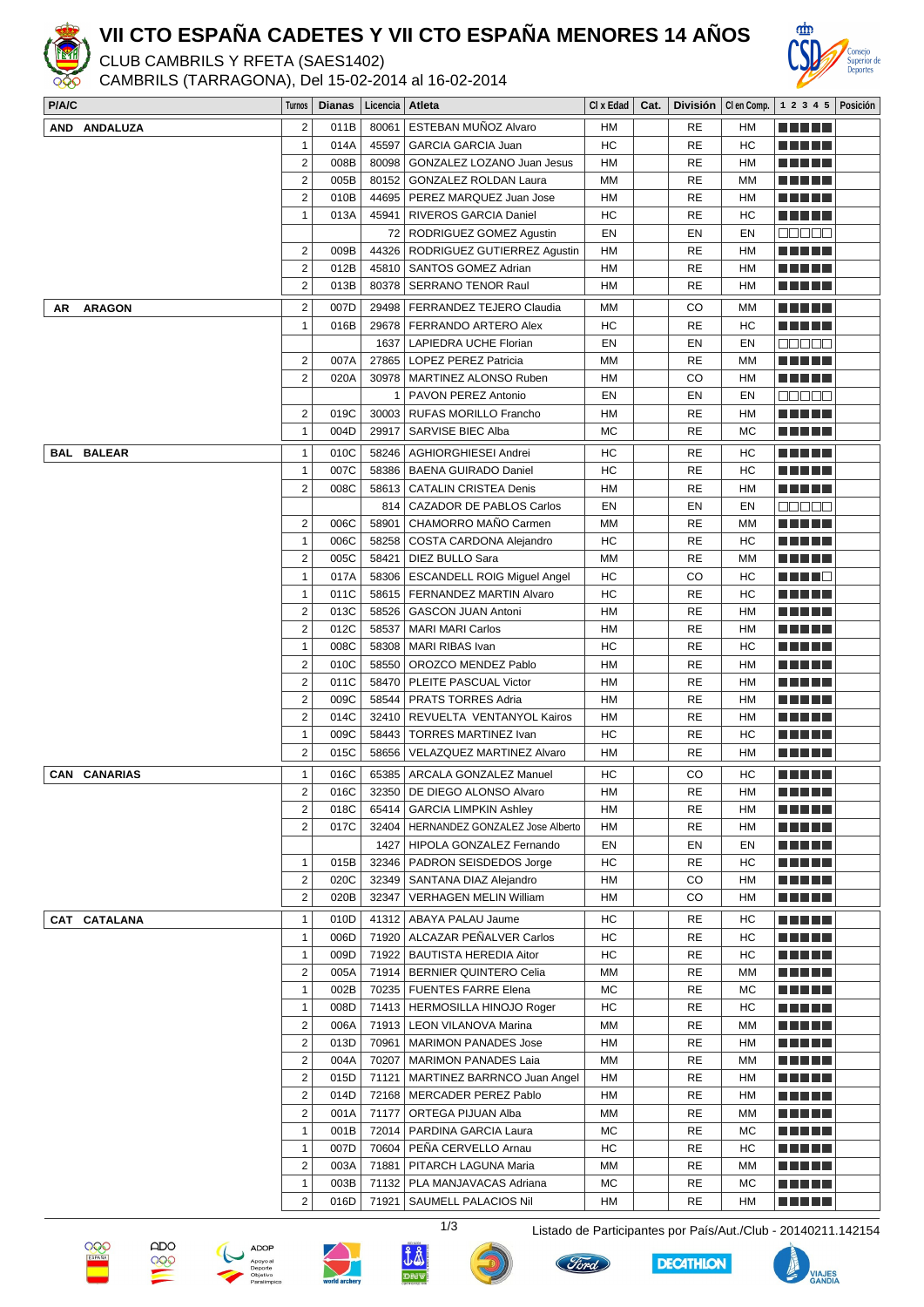# VII CTO ESPAÑA CADETES Y VII CTO ESPAÑA MENORES 14 AÑOS

CLUB CAMBRILS Y RFETA (SAES1402)

CAMBRILS (TARRAGONA), Del 15-02-2014 al 16-02-2014

| P/A/C | Turnos | Dianas | Licencia | Atleta | Cl x Edad | Cat. | División | Cl en Comp. | 1 2 3 4 5 | Posición |
|---|---|---|---|---|---|---|---|---|---|---|
| AND ANDALUZA | 2 | 011B | 80061 | ESTEBAN MUÑOZ Alvaro | HM | | RE | HM | ■■■■■ | |
| | 1 | 014A | 45597 | GARCIA GARCIA Juan | HC | | RE | HC | ■■■■■ | |
| | 2 | 008B | 80098 | GONZALEZ LOZANO Juan Jesus | HM | | RE | HM | ■■■■■ | |
| | 2 | 005B | 80152 | GONZALEZ ROLDAN Laura | MM | | RE | MM | ■■■■■ | |
| | 2 | 010B | 44695 | PEREZ MARQUEZ Juan Jose | HM | | RE | HM | ■■■■■ | |
| | 1 | 013A | 45941 | RIVEROS GARCIA Daniel | HC | | RE | HC | ■■■■■ | |
| | | | 72 | RODRIGUEZ GOMEZ Agustin | EN | | EN | EN | □□□□□ | |
| | 2 | 009B | 44326 | RODRIGUEZ GUTIERREZ Agustin | HM | | RE | HM | ■■■■■ | |
| | 2 | 012B | 45810 | SANTOS GOMEZ Adrian | HM | | RE | HM | ■■■■■ | |
| | 2 | 013B | 80378 | SERRANO TENOR Raul | HM | | RE | HM | ■■■■■ | |
| AR ARAGON | 2 | 007D | 29498 | FERRANDEZ TEJERO Claudia | MM | | CO | MM | ■■■■■ | |
| | 1 | 016B | 29678 | FERRANDO ARTERO Alex | HC | | RE | HC | ■■■■■ | |
| | | | 1637 | LAPIEDRA UCHE Florian | EN | | EN | EN | □□□□□ | |
| | 2 | 007A | 27865 | LOPEZ PEREZ Patricia | MM | | RE | MM | ■■■■■ | |
| | 2 | 020A | 30978 | MARTINEZ ALONSO Ruben | HM | | CO | HM | ■■■■■ | |
| | | | 1 | PAVON PEREZ Antonio | EN | | EN | EN | □□□□□ | |
| | 2 | 019C | 30003 | RUFAS MORILLO Francho | HM | | RE | HM | ■■■■■ | |
| | 1 | 004D | 29917 | SARVISE BIEC Alba | MC | | RE | MC | ■■■■■ | |
| BAL BALEAR | 1 | 010C | 58246 | AGHIORGHIESEI Andrei | HC | | RE | HC | ■■■■■ | |
| | 1 | 007C | 58386 | BAENA GUIRADO Daniel | HC | | RE | HC | ■■■■■ | |
| | 2 | 008C | 58613 | CATALIN CRISTEA Denis | HM | | RE | HM | ■■■■■ | |
| | | | 814 | CAZADOR DE PABLOS Carlos | EN | | EN | EN | □□□□□ | |
| | 2 | 006C | 58901 | CHAMORRO MAÑO Carmen | MM | | RE | MM | ■■■■■ | |
| | 1 | 006C | 58258 | COSTA CARDONA Alejandro | HC | | RE | HC | ■■■■■ | |
| | 2 | 005C | 58421 | DIEZ BULLO Sara | MM | | RE | MM | ■■■■■ | |
| | 1 | 017A | 58306 | ESCANDELL ROIG Miguel Angel | HC | | CO | HC | ■■■■□ | |
| | 1 | 011C | 58615 | FERNANDEZ MARTIN Alvaro | HC | | RE | HC | ■■■■■ | |
| | 2 | 013C | 58526 | GASCON JUAN Antoni | HM | | RE | HM | ■■■■■ | |
| | 2 | 012C | 58537 | MARI MARI Carlos | HM | | RE | HM | ■■■■■ | |
| | 1 | 008C | 58308 | MARI RIBAS Ivan | HC | | RE | HC | ■■■■■ | |
| | 2 | 010C | 58550 | OROZCO MENDEZ Pablo | HM | | RE | HM | ■■■■■ | |
| | 2 | 011C | 58470 | PLEITE PASCUAL Victor | HM | | RE | HM | ■■■■■ | |
| | 2 | 009C | 58544 | PRATS TORRES Adria | HM | | RE | HM | ■■■■■ | |
| | 2 | 014C | 32410 | REVUELTA VENTANYOL Kairos | HM | | RE | HM | ■■■■■ | |
| | 1 | 009C | 58443 | TORRES MARTINEZ Ivan | HC | | RE | HC | ■■■■■ | |
| | 2 | 015C | 58656 | VELAZQUEZ MARTINEZ Alvaro | HM | | RE | HM | ■■■■■ | |
| CAN CANARIAS | 1 | 016C | 65385 | ARCALA GONZALEZ Manuel | HC | | CO | HC | ■■■■■ | |
| | 2 | 016C | 32350 | DE DIEGO ALONSO Alvaro | HM | | RE | HM | ■■■■■ | |
| | 2 | 018C | 65414 | GARCIA LIMPKIN Ashley | HM | | RE | HM | ■■■■■ | |
| | 2 | 017C | 32404 | HERNANDEZ GONZALEZ Jose Alberto | HM | | RE | HM | ■■■■■ | |
| | | | 1427 | HIPOLA GONZALEZ Fernando | EN | | EN | EN | ■■■■■ | |
| | 1 | 015B | 32346 | PADRON SEISDEDOS Jorge | HC | | RE | HC | ■■■■■ | |
| | 2 | 020C | 32349 | SANTANA DIAZ Alejandro | HM | | CO | HM | ■■■■■ | |
| | 2 | 020B | 32347 | VERHAGEN MELIN William | HM | | CO | HM | ■■■■■ | |
| CAT CATALANA | 1 | 010D | 41312 | ABAYA PALAU Jaume | HC | | RE | HC | ■■■■■ | |
| | 1 | 006D | 71920 | ALCAZAR PEÑALVER Carlos | HC | | RE | HC | ■■■■■ | |
| | 1 | 009D | 71922 | BAUTISTA HEREDIA Aitor | HC | | RE | HC | ■■■■■ | |
| | 2 | 005A | 71914 | BERNIER QUINTERO Celia | MM | | RE | MM | ■■■■■ | |
| | 1 | 002B | 70235 | FUENTES FARRE Elena | MC | | RE | MC | ■■■■■ | |
| | 1 | 008D | 71413 | HERMOSILLA HINOJO Roger | HC | | RE | HC | ■■■■■ | |
| | 2 | 006A | 71913 | LEON VILANOVA Marina | MM | | RE | MM | ■■■■■ | |
| | 2 | 013D | 70961 | MARIMON PANADES Jose | HM | | RE | HM | ■■■■■ | |
| | 2 | 004A | 70207 | MARIMON PANADES Laia | MM | | RE | MM | ■■■■■ | |
| | 2 | 015D | 71121 | MARTINEZ BARRNCO Juan Angel | HM | | RE | HM | ■■■■■ | |
| | 2 | 014D | 72168 | MERCADER PEREZ Pablo | HM | | RE | HM | ■■■■■ | |
| | 2 | 001A | 71177 | ORTEGA PIJUAN Alba | MM | | RE | MM | ■■■■■ | |
| | 1 | 001B | 72014 | PARDINA GARCIA Laura | MC | | RE | MC | ■■■■■ | |
| | 1 | 007D | 70604 | PEÑA CERVELLO Arnau | HC | | RE | HC | ■■■■■ | |
| | 2 | 003A | 71881 | PITARCH LAGUNA Maria | MM | | RE | MM | ■■■■■ | |
| | 1 | 003B | 71132 | PLA MANJAVACAS Adriana | MC | | RE | MC | ■■■■■ | |
| | 2 | 016D | 71921 | SAUMELL PALACIOS Nil | HM | | RE | HM | ■■■■■ | |

Listado de Participantes por País/Aut./Club - 20140211.142154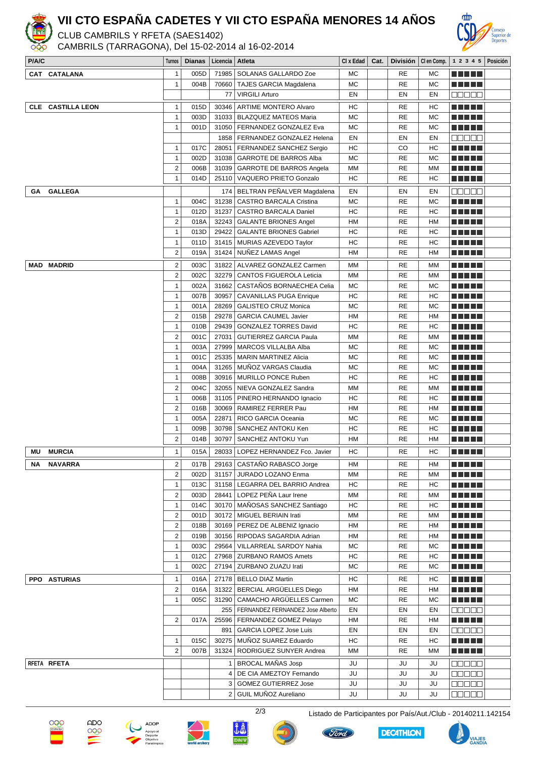# VII CTO ESPAÑA CADETES Y VII CTO ESPAÑA MENORES 14 AÑOS

CLUB CAMBRILS Y RFETA (SAES1402)

CAMBRILS (TARRAGONA), Del 15-02-2014 al 16-02-2014

| P/A/C | Turnos | Dianas | Licencia | Atleta | Cl x Edad | Cat. | División | Cl en Comp. | 1 2 3 4 5 | Posición |
|---|---|---|---|---|---|---|---|---|---|---|
| **CAT CATALANA** | 1 | 005D | 71985 | SOLANAS GALLARDO Zoe | MC | | RE | MC | ■■■■■ | |
| | 1 | 004B | 70660 | TAJES GARCIA Magdalena | MC | | RE | MC | ■■■■■ | |
| | | | 77 | VIRGILI Arturo | EN | | EN | EN | □□□□□ | |
| **CLE CASTILLA LEON** | 1 | 015D | 30346 | ARTIME MONTERO Alvaro | HC | | RE | HC | ■■■■■ | |
| | 1 | 003D | 31033 | BLAZQUEZ MATEOS Maria | MC | | RE | MC | ■■■■■ | |
| | 1 | 001D | 31050 | FERNANDEZ GONZALEZ Eva | MC | | RE | MC | ■■■■■ | |
| | | | 1858 | FERNANDEZ GONZALEZ Helena | EN | | EN | EN | □□□□□ | |
| | 1 | 017C | 28051 | FERNANDEZ SANCHEZ Sergio | HC | | CO | HC | ■■■■■ | |
| | 1 | 002D | 31038 | GARROTE DE BARROS Alba | MC | | RE | MC | ■■■■■ | |
| | 2 | 006B | 31039 | GARROTE DE BARROS Angela | MM | | RE | MM | ■■■■■ | |
| | 1 | 014D | 25110 | VAQUERO PRIETO Gonzalo | HC | | RE | HC | ■■■■■ | |
| **GA GALLEGA** | | | 174 | BELTRAN PEÑALVER Magdalena | EN | | EN | EN | □□□□□ | |
| | 1 | 004C | 31238 | CASTRO BARCALA Cristina | MC | | RE | MC | ■■■■■ | |
| | 1 | 012D | 31237 | CASTRO BARCALA Daniel | HC | | RE | HC | ■■■■■ | |
| | 2 | 018A | 32243 | GALANTE BRIONES Angel | HM | | RE | HM | ■■■■■ | |
| | 1 | 013D | 29422 | GALANTE BRIONES Gabriel | HC | | RE | HC | ■■■■■ | |
| | 1 | 011D | 31415 | MURIAS AZEVEDO Taylor | HC | | RE | HC | ■■■■■ | |
| | 2 | 019A | 31424 | NUÑEZ LAMAS Angel | HM | | RE | HM | ■■■■■ | |
| **MAD MADRID** | 2 | 003C | 31822 | ALVAREZ GONZALEZ Carmen | MM | | RE | MM | ■■■■■ | |
| | 2 | 002C | 32279 | CANTOS FIGUEROLA Leticia | MM | | RE | MM | ■■■■■ | |
| | 1 | 002A | 31662 | CASTAÑOS BORNAECHEA Celia | MC | | RE | MC | ■■■■■ | |
| | 1 | 007B | 30957 | CAVANILLAS PUGA Enrique | HC | | RE | HC | ■■■■■ | |
| | 1 | 001A | 28269 | GALISTEO CRUZ Monica | MC | | RE | MC | ■■■■■ | |
| | 2 | 015B | 29278 | GARCIA CAUMEL Javier | HM | | RE | HM | ■■■■■ | |
| | 1 | 010B | 29439 | GONZALEZ TORRES David | HC | | RE | HC | ■■■■■ | |
| | 2 | 001C | 27031 | GUTIERREZ GARCIA Paula | MM | | RE | MM | ■■■■■ | |
| | 1 | 003A | 27999 | MARCOS VILLALBA Alba | MC | | RE | MC | ■■■■■ | |
| | 1 | 001C | 25335 | MARIN MARTINEZ Alicia | MC | | RE | MC | ■■■■■ | |
| | 1 | 004A | 31265 | MUÑOZ VARGAS Claudia | MC | | RE | MC | ■■■■■ | |
| | 1 | 008B | 30916 | MURILLO PONCE Ruben | HC | | RE | HC | ■■■■■ | |
| | 2 | 004C | 32055 | NIEVA GONZALEZ Sandra | MM | | RE | MM | ■■■■■ | |
| | 1 | 006B | 31105 | PINERO HERNANDO Ignacio | HC | | RE | HC | ■■■■■ | |
| | 2 | 016B | 30069 | RAMIREZ FERRER Pau | HM | | RE | HM | ■■■■■ | |
| | 1 | 005A | 22871 | RICO GARCIA Oceania | MC | | RE | MC | ■■■■■ | |
| | 1 | 009B | 30798 | SANCHEZ ANTOKU Ken | HC | | RE | HC | ■■■■■ | |
| | 2 | 014B | 30797 | SANCHEZ ANTOKU Yun | HM | | RE | HM | ■■■■■ | |
| **MU MURCIA** | 1 | 015A | 28033 | LOPEZ HERNANDEZ Fco. Javier | HC | | RE | HC | ■■■■■ | |
| **NA NAVARRA** | 2 | 017B | 29163 | CASTAÑO RABASCO Jorge | HM | | RE | HM | ■■■■■ | |
| | 2 | 002D | 31157 | JURADO LOZANO Enma | MM | | RE | MM | ■■■■■ | |
| | 1 | 013C | 31158 | LEGARRA DEL BARRIO Andrea | HC | | RE | HC | ■■■■■ | |
| | 2 | 003D | 28441 | LOPEZ PEÑA Laur Irene | MM | | RE | MM | ■■■■■ | |
| | 1 | 014C | 30170 | MAÑOSAS SANCHEZ Santiago | HC | | RE | HC | ■■■■■ | |
| | 2 | 001D | 30172 | MIGUEL BERIAIN Irati | MM | | RE | MM | ■■■■■ | |
| | 2 | 018B | 30169 | PEREZ DE ALBENIZ Ignacio | HM | | RE | HM | ■■■■■ | |
| | 2 | 019B | 30156 | RIPODAS SAGARDIA Adrian | HM | | RE | HM | ■■■■■ | |
| | 1 | 003C | 29564 | VILLARREAL SARDOY Nahia | MC | | RE | MC | ■■■■■ | |
| | 1 | 012C | 27968 | ZURBANO RAMOS Amets | HC | | RE | HC | ■■■■■ | |
| | 1 | 002C | 27194 | ZURBANO ZUAZU Irati | MC | | RE | MC | ■■■■■ | |
| **PPO ASTURIAS** | 1 | 016A | 27178 | BELLO DIAZ Martin | HC | | RE | HC | ■■■■■ | |
| | 2 | 016A | 31322 | BERCIAL ARGÜELLES Diego | HM | | RE | HM | ■■■■■ | |
| | 1 | 005C | 31290 | CAMACHO ARGÜELLES Carmen | MC | | RE | MC | ■■■■■ | |
| | | | 255 | FERNANDEZ FERNANDEZ Jose Alberto | EN | | EN | EN | □□□□□ | |
| | 2 | 017A | 25596 | FERNANDEZ GOMEZ Pelayo | HM | | RE | HM | ■■■■■ | |
| | | | 891 | GARCIA LOPEZ Jose Luis | EN | | EN | EN | □□□□□ | |
| | 1 | 015C | 30275 | MUÑOZ SUAREZ Eduardo | HC | | RE | HC | ■■■■■ | |
| | 2 | 007B | 31324 | RODRIGUEZ SUNYER Andrea | MM | | RE | MM | ■■■■■ | |
| **RFETA RFETA** | | | 1 | BROCAL MAÑAS Josp | JU | | JU | JU | □□□□□ | |
| | | | 4 | DE CIA AMEZTOY Fernando | JU | | JU | JU | □□□□□ | |
| | | | 3 | GOMEZ GUTIERREZ Jose | JU | | JU | JU | □□□□□ | |
| | | | 2 | GUIL MUÑOZ Aureliano | JU | | JU | JU | □□□□□ | |

Listado de Participantes por País/Aut./Club - 20140211.142154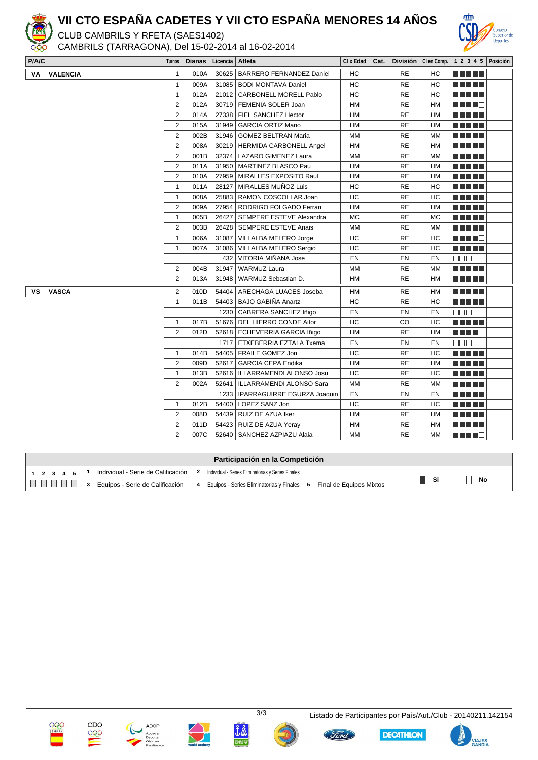# VII CTO ESPAÑA CADETES Y VII CTO ESPAÑA MENORES 14 AÑOS

CLUB CAMBRILS Y RFETA (SAES1402)
CAMBRILS (TARRAGONA), Del 15-02-2014 al 16-02-2014

| P/A/C | Turnos | Dianas | Licencia | Atleta | Cl x Edad | Cat. | División | Cl en Comp. | 1 2 3 4 5 | Posición |
|---|---|---|---|---|---|---|---|---|---|---|
| VA VALENCIA | 1 | 010A | 30625 | BARRERO FERNANDEZ Daniel | HC | | RE | HC | ■■■■■ | |
| | 1 | 009A | 31085 | BODI MONTAVA Daniel | HC | | RE | HC | ■■■■■ | |
| | 1 | 012A | 21012 | CARBONELL MORELL Pablo | HC | | RE | HC | ■■■■■ | |
| | 2 | 012A | 30719 | FEMENIA SOLER Joan | HM | | RE | HM | ■■■■□ | |
| | 2 | 014A | 27338 | FIEL SANCHEZ Hector | HM | | RE | HM | ■■■■■ | |
| | 2 | 015A | 31949 | GARCIA ORTIZ Mario | HM | | RE | HM | ■■■■■ | |
| | 2 | 002B | 31946 | GOMEZ BELTRAN Maria | MM | | RE | MM | ■■■■■ | |
| | 2 | 008A | 30219 | HERMIDA CARBONELL Angel | HM | | RE | HM | ■■■■■ | |
| | 2 | 001B | 32374 | LAZARO GIMENEZ Laura | MM | | RE | MM | ■■■■■ | |
| | 2 | 011A | 31950 | MARTINEZ BLASCO Pau | HM | | RE | HM | ■■■■■ | |
| | 2 | 010A | 27959 | MIRALLES EXPOSITO Raul | HM | | RE | HM | ■■■■■ | |
| | 1 | 011A | 28127 | MIRALLES MUÑOZ Luis | HC | | RE | HC | ■■■■■ | |
| | 1 | 008A | 25883 | RAMON COSCOLLAR Joan | HC | | RE | HC | ■■■■■ | |
| | 2 | 009A | 27954 | RODRIGO FOLGADO Ferran | HM | | RE | HM | ■■■■■ | |
| | 1 | 005B | 26427 | SEMPERE ESTEVE Alexandra | MC | | RE | MC | ■■■■■ | |
| | 2 | 003B | 26428 | SEMPERE ESTEVE Anais | MM | | RE | MM | ■■■■■ | |
| | 1 | 006A | 31087 | VILLALBA MELERO Jorge | HC | | RE | HC | ■■■■□ | |
| | 1 | 007A | 31086 | VILLALBA MELERO Sergio | HC | | RE | HC | ■■■■■ | |
| | | | 432 | VITORIA MIÑANA Jose | EN | | EN | EN | □□□□□ | |
| | 2 | 004B | 31947 | WARMUZ Laura | MM | | RE | MM | ■■■■■ | |
| | 2 | 013A | 31948 | WARMUZ Sebastian D. | HM | | RE | HM | ■■■■■ | |
| VS VASCA | 2 | 010D | 54404 | ARECHAGA LUACES Joseba | HM | | RE | HM | ■■■■■ | |
| | 1 | 011B | 54403 | BAJO GABIÑA Anartz | HC | | RE | HC | ■■■■■ | |
| | | | 1230 | CABRERA SANCHEZ Iñigo | EN | | EN | EN | □□□□□ | |
| | 1 | 017B | 51676 | DEL HIERRO CONDE Aitor | HC | | CO | HC | ■■■■■ | |
| | 2 | 012D | 52618 | ECHEVERRIA GARCIA Iñigo | HM | | RE | HM | ■■■■□ | |
| | | | 1717 | ETXEBERRIA EZTALA Txema | EN | | EN | EN | □□□□□ | |
| | 1 | 014B | 54405 | FRAILE GOMEZ Jon | HC | | RE | HC | ■■■■■ | |
| | 2 | 009D | 52617 | GARCIA CEPA Endika | HM | | RE | HM | ■■■■■ | |
| | 1 | 013B | 52616 | ILLARRAMENDI ALONSO Josu | HC | | RE | HC | ■■■■■ | |
| | 2 | 002A | 52641 | ILLARRAMENDI ALONSO Sara | MM | | RE | MM | ■■■■■ | |
| | | | 1233 | IPARRAGUIRRE EGURZA Joaquin | EN | | EN | EN | ■■■■■ | |
| | 1 | 012B | 54400 | LOPEZ SANZ Jon | HC | | RE | HC | ■■■■■ | |
| | 2 | 008D | 54439 | RUIZ DE AZUA Iker | HM | | RE | HM | ■■■■■ | |
| | 2 | 011D | 54423 | RUIZ DE AZUA Yeray | HM | | RE | HM | ■■■■■ | |
| | 2 | 007C | 52640 | SANCHEZ AZPIAZU Alaia | MM | | RE | MM | ■■■■□ | |

**Participación en la Competición**

1 2 3 4 5

1 Individual - Serie de Calificación
2 Individual - Series Eliminatorias y Series Finales
3 Equipos - Serie de Calificación
4 Equipos - Series Eliminatorias y Finales
5 Final de Equipos Mixtos

■ Si □ No

Listado de Participantes por País/Aut./Club - 20140211.142154